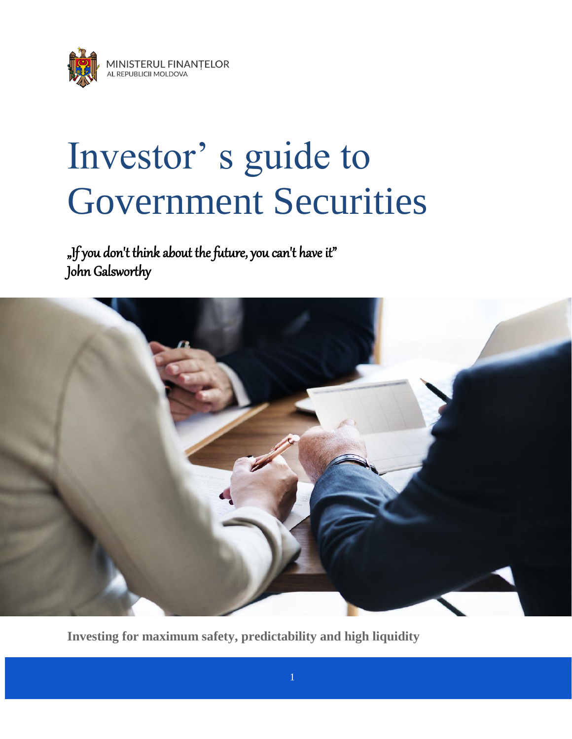MINISTERUL FINANȚELOR
AL REPUBLICII MOLDOVA

# Investor' s guide to Government Securities

*„If you don't think about the future, you can't have it"*
*John Galsworthy*

**Investing for maximum safety, predictability and high liquidity**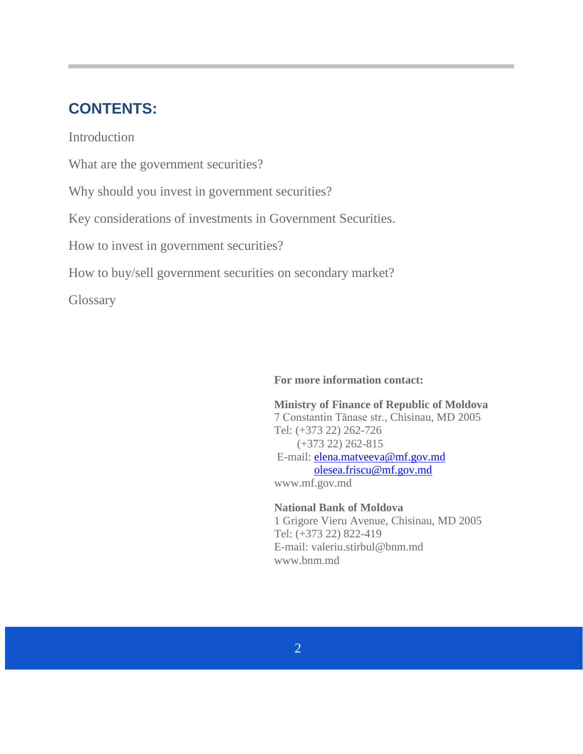## CONTENTS:

Introduction

What are the government securities?

Why should you invest in government securities?

Key considerations of investments in Government Securities.

How to invest in government securities?

How to buy/sell government securities on secondary market?

Glossary

**For more information contact:**

**Ministry of Finance of Republic of Moldova**
7 Constantin Tănase str., Chisinau, MD 2005
Tel: (+373 22) 262-726
(+373 22) 262-815
E-mail: elena.matveeva@mf.gov.md
olesea.friscu@mf.gov.md
www.mf.gov.md

**National Bank of Moldova**
1 Grigore Vieru Avenue, Chisinau, MD 2005
Tel: (+373 22) 822-419
E-mail: valeriu.stirbul@bnm.md
www.bnm.md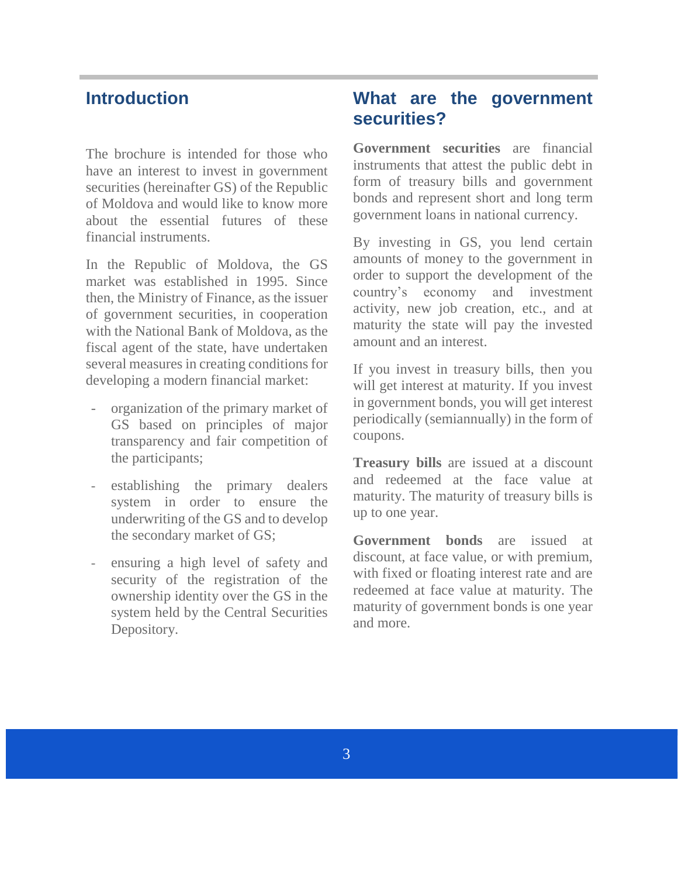## Introduction

The brochure is intended for those who have an interest to invest in government securities (hereinafter GS) of the Republic of Moldova and would like to know more about the essential futures of these financial instruments.

In the Republic of Moldova, the GS market was established in 1995. Since then, the Ministry of Finance, as the issuer of government securities, in cooperation with the National Bank of Moldova, as the fiscal agent of the state, have undertaken several measures in creating conditions for developing a modern financial market:

- organization of the primary market of GS based on principles of major transparency and fair competition of the participants;
- establishing the primary dealers system in order to ensure the underwriting of the GS and to develop the secondary market of GS;
- ensuring a high level of safety and security of the registration of the ownership identity over the GS in the system held by the Central Securities Depository.

## What are the government securities?

**Government securities** are financial instruments that attest the public debt in form of treasury bills and government bonds and represent short and long term government loans in national currency.

By investing in GS, you lend certain amounts of money to the government in order to support the development of the country's economy and investment activity, new job creation, etc., and at maturity the state will pay the invested amount and an interest.

If you invest in treasury bills, then you will get interest at maturity. If you invest in government bonds, you will get interest periodically (semiannually) in the form of coupons.

**Treasury bills** are issued at a discount and redeemed at the face value at maturity. The maturity of treasury bills is up to one year.

**Government bonds** are issued at discount, at face value, or with premium, with fixed or floating interest rate and are redeemed at face value at maturity. The maturity of government bonds is one year and more.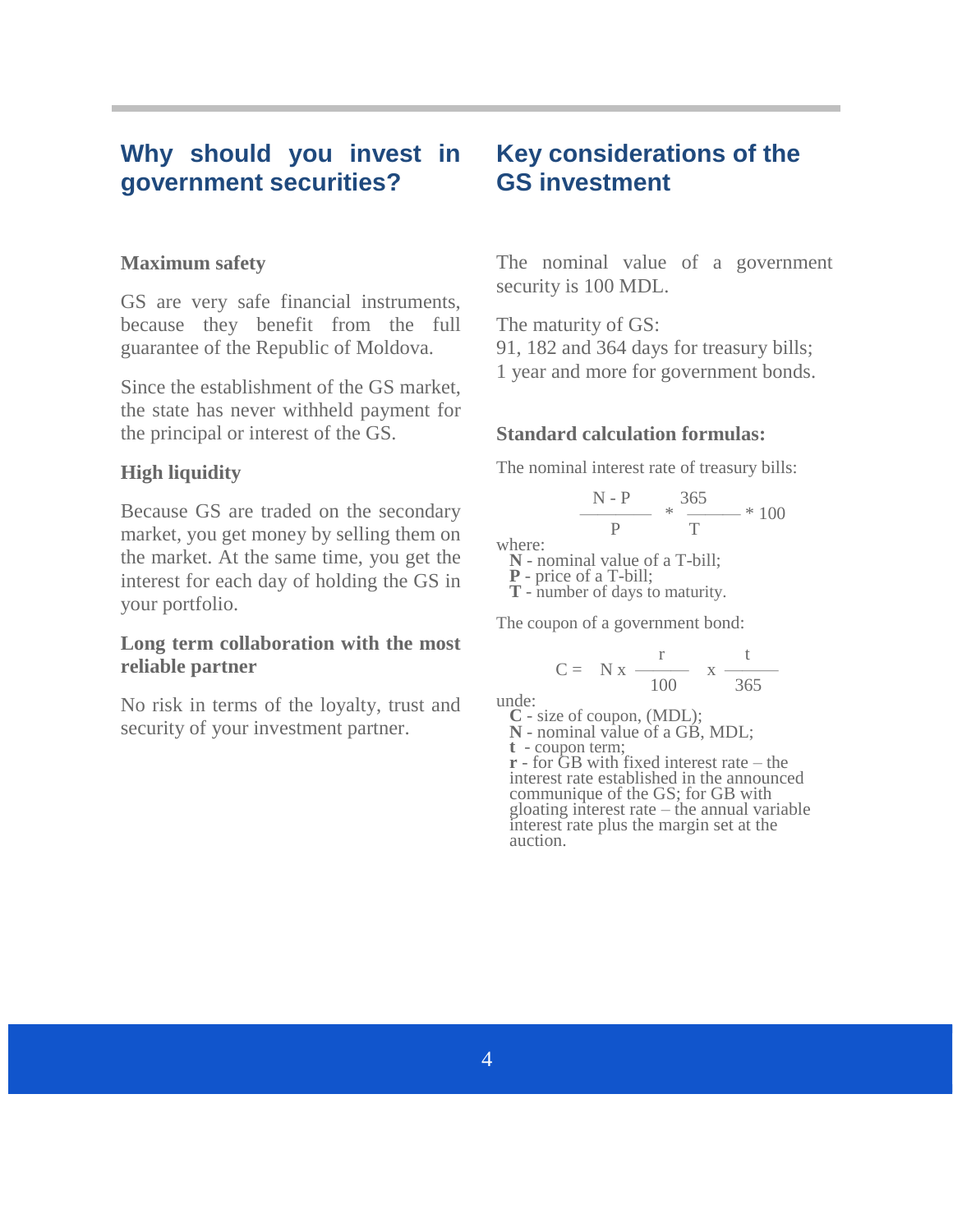## Why should you invest in government securities?

**Maximum safety**

GS are very safe financial instruments, because they benefit from the full guarantee of the Republic of Moldova.

Since the establishment of the GS market, the state has never withheld payment for the principal or interest of the GS.

**High liquidity**

Because GS are traded on the secondary market, you get money by selling them on the market. At the same time, you get the interest for each day of holding the GS in your portfolio.

**Long term collaboration with the most reliable partner**

No risk in terms of the loyalty, trust and security of your investment partner.

## Key considerations of the GS investment

The nominal value of a government security is 100 MDL.

The maturity of GS:
91, 182 and 364 days for treasury bills;
1 year and more for government bonds.

**Standard calculation formulas:**

The nominal interest rate of treasury bills:

$$\frac{N - P}{P} * \frac{365}{T} * 100$$

where:
- **N** - nominal value of a T-bill;
- **P** - price of a T-bill;
- **T** - number of days to maturity.

The coupon of a government bond:

$$C = N \times \frac{r}{100} \times \frac{t}{365}$$

unde:
- **C** - size of coupon, (MDL);
- **N** - nominal value of a GB, MDL;
- **t** - coupon term;
- **r** - for GB with fixed interest rate – the interest rate established in the announced communique of the GS; for GB with gloating interest rate – the annual variable interest rate plus the margin set at the auction.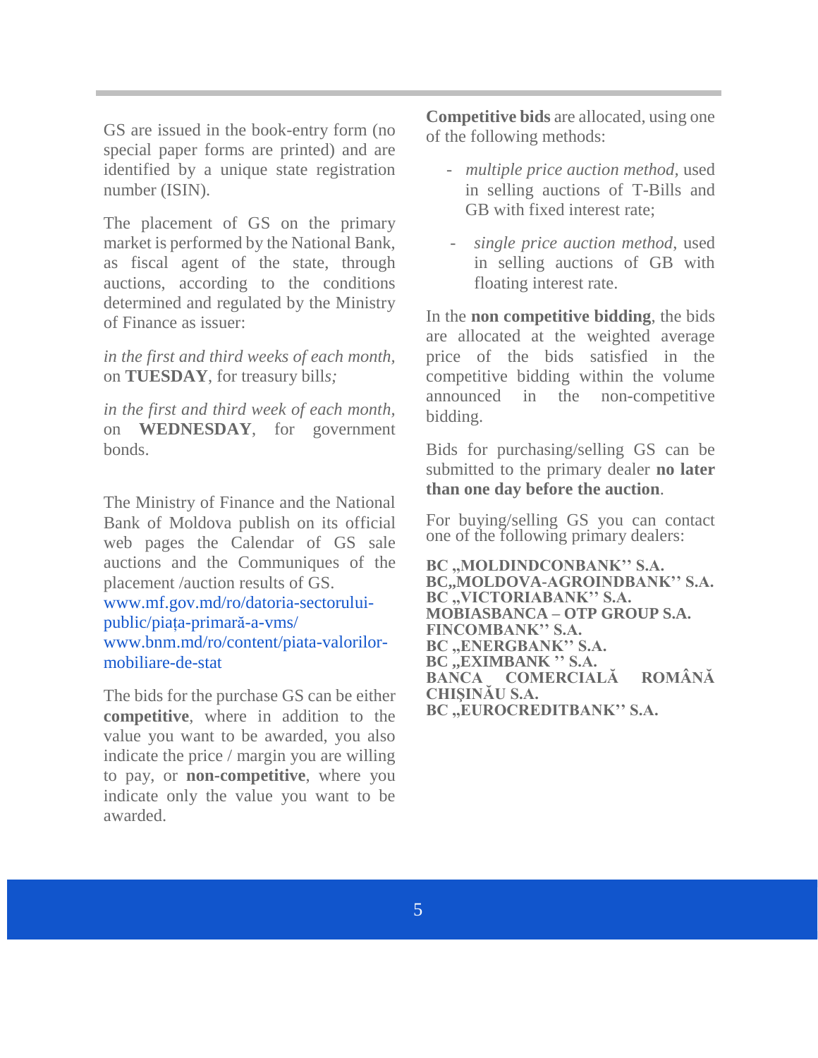GS are issued in the book-entry form (no special paper forms are printed) and are identified by a unique state registration number (ISIN).

The placement of GS on the primary market is performed by the National Bank, as fiscal agent of the state, through auctions, according to the conditions determined and regulated by the Ministry of Finance as issuer:

*in the first and third weeks of each month,* on **TUESDAY**, for treasury bills*;*

*in the first and third week of each month,* on **WEDNESDAY**, for government bonds.

The Ministry of Finance and the National Bank of Moldova publish on its official web pages the Calendar of GS sale auctions and the Communiques of the placement /auction results of GS.
www.mf.gov.md/ro/datoria-sectorului-public/piața-primară-a-vms/
www.bnm.md/ro/content/piata-valorilor-mobiliare-de-stat

The bids for the purchase GS can be either **competitive**, where in addition to the value you want to be awarded, you also indicate the price / margin you are willing to pay, or **non-competitive**, where you indicate only the value you want to be awarded.

**Competitive bids** are allocated, using one of the following methods:

- *multiple price auction method*, used in selling auctions of T-Bills and GB with fixed interest rate;
- *single price auction method*, used in selling auctions of GB with floating interest rate.

In the **non competitive bidding**, the bids are allocated at the weighted average price of the bids satisfied in the competitive bidding within the volume announced in the non-competitive bidding.

Bids for purchasing/selling GS can be submitted to the primary dealer **no later than one day before the auction**.

For buying/selling GS you can contact one of the following primary dealers:

**BC „MOLDINDCONBANK'' S.A.**
**BC„MOLDOVA-AGROINDBANK'' S.A.**
**BC „VICTORIABANK'' S.A.**
**MOBIASBANCA – OTP GROUP S.A.**
**FINCOMBANK'' S.A.**
**BC „ENERGBANK'' S.A.**
**BC „EXIMBANK '' S.A.**
**BANCA COMERCIALĂ ROMÂNĂ CHIȘINĂU S.A.**
**BC „EUROCREDITBANK'' S.A.**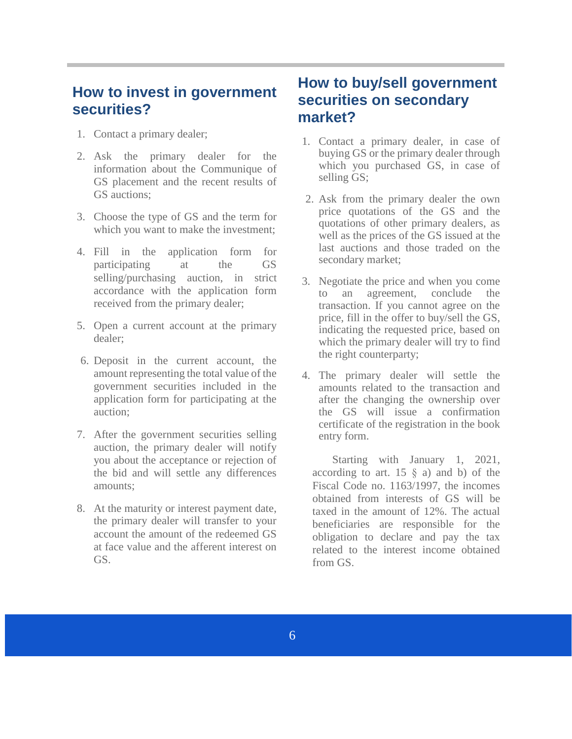## How to invest in government securities?

1. Contact a primary dealer;
2. Ask the primary dealer for the information about the Communique of GS placement and the recent results of GS auctions;
3. Choose the type of GS and the term for which you want to make the investment;
4. Fill in the application form for participating at the GS selling/purchasing auction, in strict accordance with the application form received from the primary dealer;
5. Open a current account at the primary dealer;
6. Deposit in the current account, the amount representing the total value of the government securities included in the application form for participating at the auction;
7. After the government securities selling auction, the primary dealer will notify you about the acceptance or rejection of the bid and will settle any differences amounts;
8. At the maturity or interest payment date, the primary dealer will transfer to your account the amount of the redeemed GS at face value and the afferent interest on GS.

## How to buy/sell government securities on secondary market?

1. Contact a primary dealer, in case of buying GS or the primary dealer through which you purchased GS, in case of selling GS;
2. Ask from the primary dealer the own price quotations of the GS and the quotations of other primary dealers, as well as the prices of the GS issued at the last auctions and those traded on the secondary market;
3. Negotiate the price and when you come to an agreement, conclude the transaction. If you cannot agree on the price, fill in the offer to buy/sell the GS, indicating the requested price, based on which the primary dealer will try to find the right counterparty;
4. The primary dealer will settle the amounts related to the transaction and after the changing the ownership over the GS will issue a confirmation certificate of the registration in the book entry form.

Starting with January 1, 2021, according to art. 15 § a) and b) of the Fiscal Code no. 1163/1997, the incomes obtained from interests of GS will be taxed in the amount of 12%. The actual beneficiaries are responsible for the obligation to declare and pay the tax related to the interest income obtained from GS.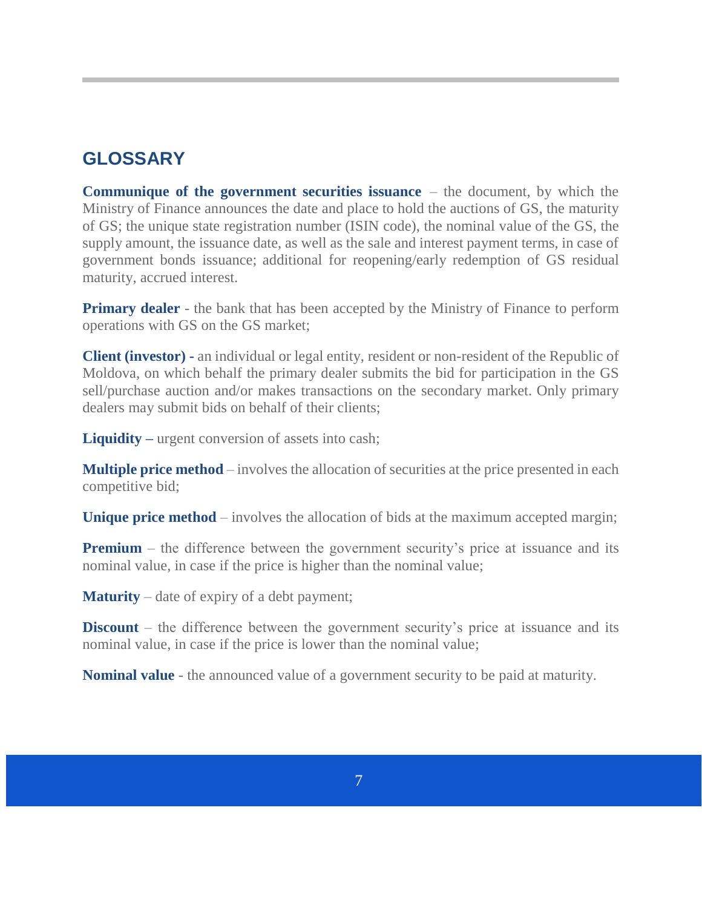## GLOSSARY

**Communique of the government securities issuance** – the document, by which the Ministry of Finance announces the date and place to hold the auctions of GS, the maturity of GS; the unique state registration number (ISIN code), the nominal value of the GS, the supply amount, the issuance date, as well as the sale and interest payment terms, in case of government bonds issuance; additional for reopening/early redemption of GS residual maturity, accrued interest.

**Primary dealer** - the bank that has been accepted by the Ministry of Finance to perform operations with GS on the GS market;

**Client (investor) -** an individual or legal entity, resident or non-resident of the Republic of Moldova, on which behalf the primary dealer submits the bid for participation in the GS sell/purchase auction and/or makes transactions on the secondary market. Only primary dealers may submit bids on behalf of their clients;

**Liquidity –** urgent conversion of assets into cash;

**Multiple price method** – involves the allocation of securities at the price presented in each competitive bid;

**Unique price method** – involves the allocation of bids at the maximum accepted margin;

**Premium** – the difference between the government security's price at issuance and its nominal value, in case if the price is higher than the nominal value;

**Maturity** – date of expiry of a debt payment;

**Discount** – the difference between the government security's price at issuance and its nominal value, in case if the price is lower than the nominal value;

**Nominal value** - the announced value of a government security to be paid at maturity.